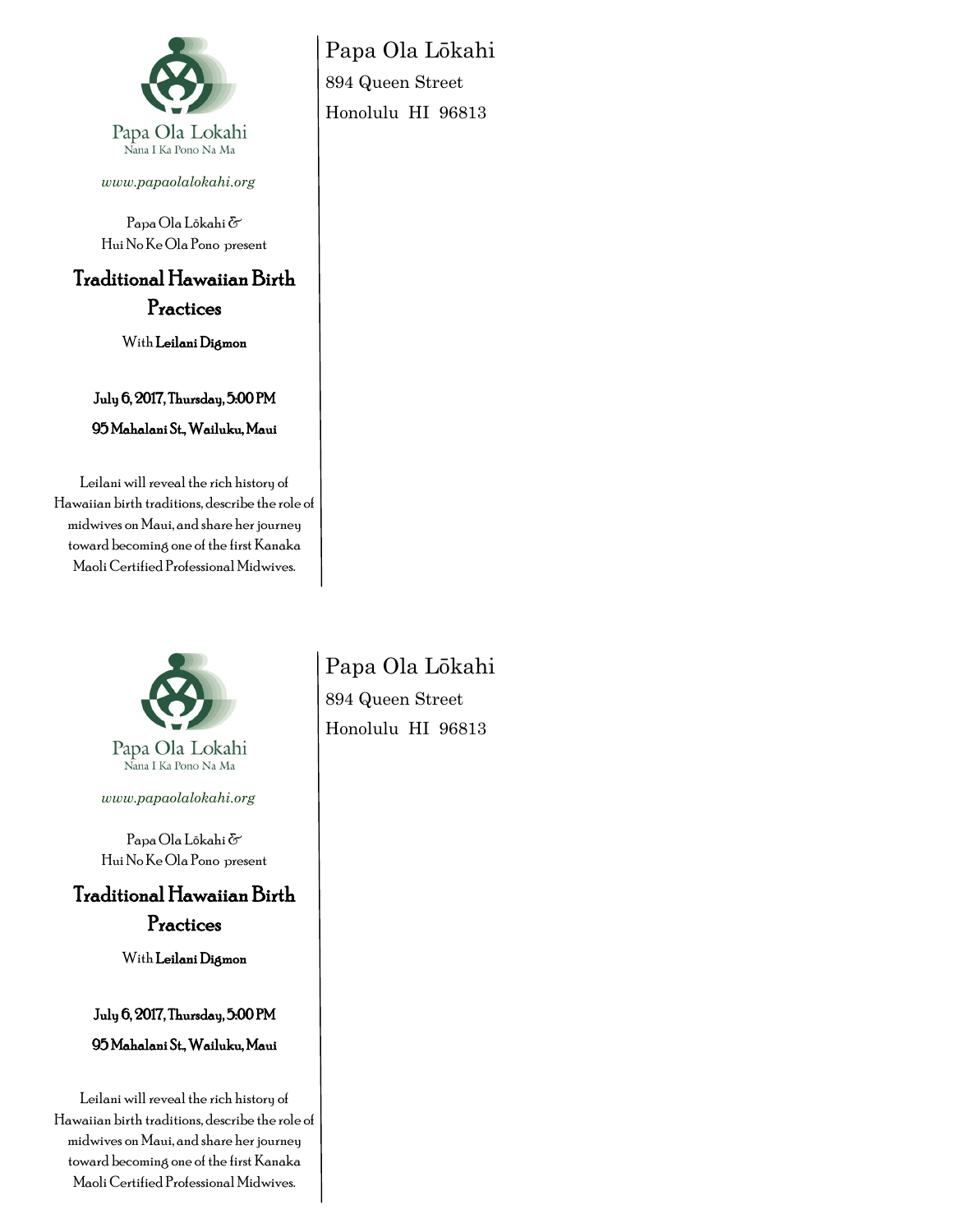Papa Ola Lokahi
Nana I Ka Pono Na Ma

*www.papaolalokahi.org*

Papa Ola Lōkahi &
Hui No Ke Ola Pono present

## Traditional Hawaiian Birth Practices

With **Leilani Digmon**

**July 6, 2017, Thursday, 5:00 PM**

**95 Mahalani St., Wailuku, Maui**

Leilani will reveal the rich history of Hawaiian birth traditions, describe the role of midwives on Maui, and share her journey toward becoming one of the first Kanaka Maoli Certified Professional Midwives.

Papa Ola Lōkahi
894 Queen Street
Honolulu HI 96813

---

Papa Ola Lokahi
Nana I Ka Pono Na Ma

*www.papaolalokahi.org*

Papa Ola Lōkahi &
Hui No Ke Ola Pono present

## Traditional Hawaiian Birth Practices

With **Leilani Digmon**

**July 6, 2017, Thursday, 5:00 PM**

**95 Mahalani St., Wailuku, Maui**

Leilani will reveal the rich history of Hawaiian birth traditions, describe the role of midwives on Maui, and share her journey toward becoming one of the first Kanaka Maoli Certified Professional Midwives.

Papa Ola Lōkahi
894 Queen Street
Honolulu HI 96813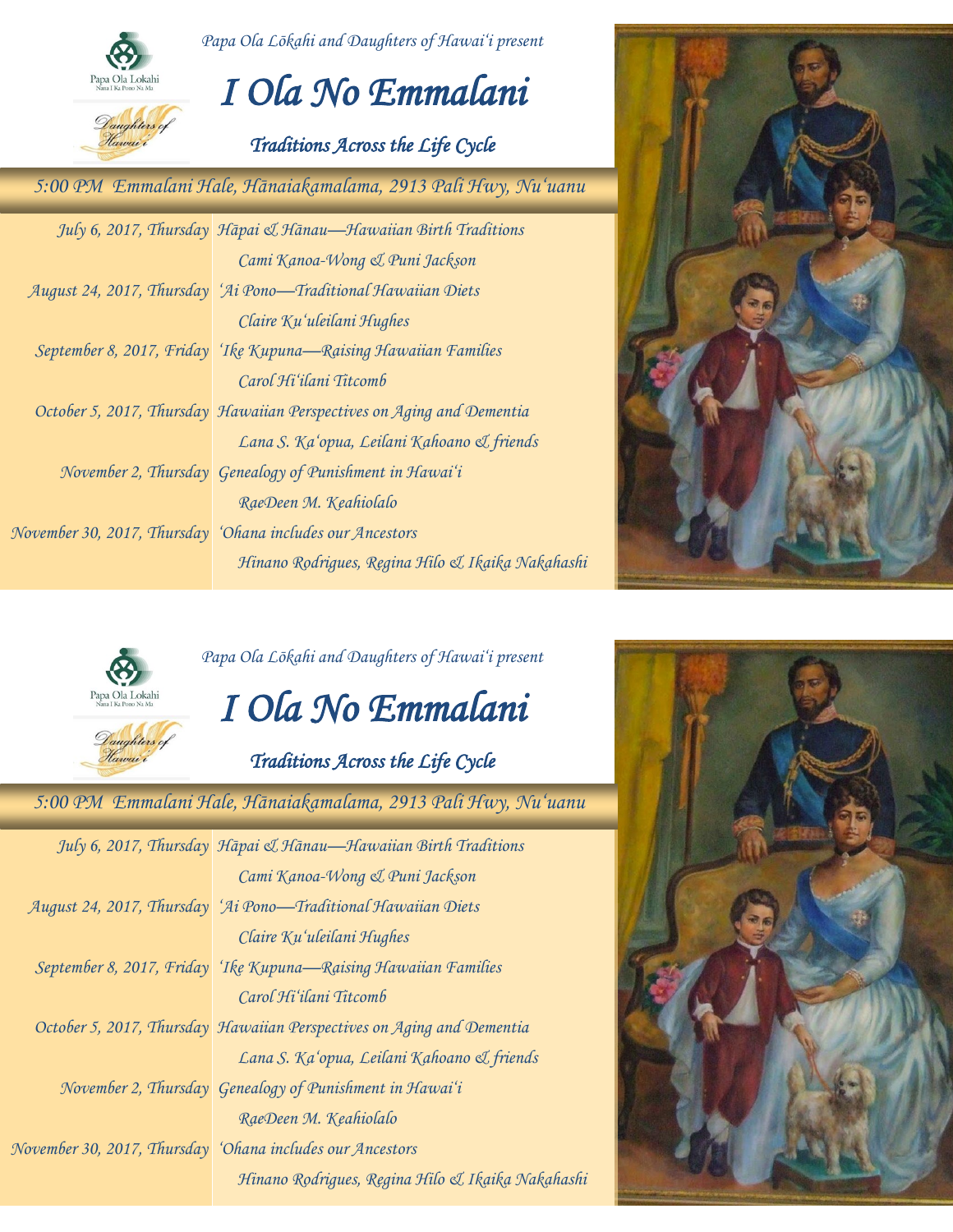Papa Ola Lōkahi and Daughters of Hawaiʻi present

# I Ola No Emmalani

### Traditions Across the Life Cycle

5:00 PM Emmalani Hale, Hānaiakamalama, 2913 Pali Hwy, Nuʻuanu

| | |
|---|---|
| July 6, 2017, Thursday | Hāpai & Hānau—Hawaiian Birth Traditions<br>Cami Kanoa-Wong & Puni Jackson |
| August 24, 2017, Thursday | ʻAi Pono—Traditional Hawaiian Diets<br>Claire Kuʻuleilani Hughes |
| September 8, 2017, Friday | ʻIke Kupuna—Raising Hawaiian Families<br>Carol Hiʻilani Titcomb |
| October 5, 2017, Thursday | Hawaiian Perspectives on Aging and Dementia<br>Lana S. Kaʻopua, Leilani Kahoano & friends |
| November 2, Thursday | Genealogy of Punishment in Hawaiʻi<br>RaeDeen M. Keahiolalo |
| November 30, 2017, Thursday | ʻOhana includes our Ancestors<br>Hinano Rodrigues, Regina Hilo & Ikaika Nakahashi |

Papa Ola Lōkahi and Daughters of Hawaiʻi present

# I Ola No Emmalani

### Traditions Across the Life Cycle

5:00 PM Emmalani Hale, Hānaiakamalama, 2913 Pali Hwy, Nuʻuanu

| | |
|---|---|
| July 6, 2017, Thursday | Hāpai & Hānau—Hawaiian Birth Traditions<br>Cami Kanoa-Wong & Puni Jackson |
| August 24, 2017, Thursday | ʻAi Pono—Traditional Hawaiian Diets<br>Claire Kuʻuleilani Hughes |
| September 8, 2017, Friday | ʻIke Kupuna—Raising Hawaiian Families<br>Carol Hiʻilani Titcomb |
| October 5, 2017, Thursday | Hawaiian Perspectives on Aging and Dementia<br>Lana S. Kaʻopua, Leilani Kahoano & friends |
| November 2, Thursday | Genealogy of Punishment in Hawaiʻi<br>RaeDeen M. Keahiolalo |
| November 30, 2017, Thursday | ʻOhana includes our Ancestors<br>Hinano Rodrigues, Regina Hilo & Ikaika Nakahashi |